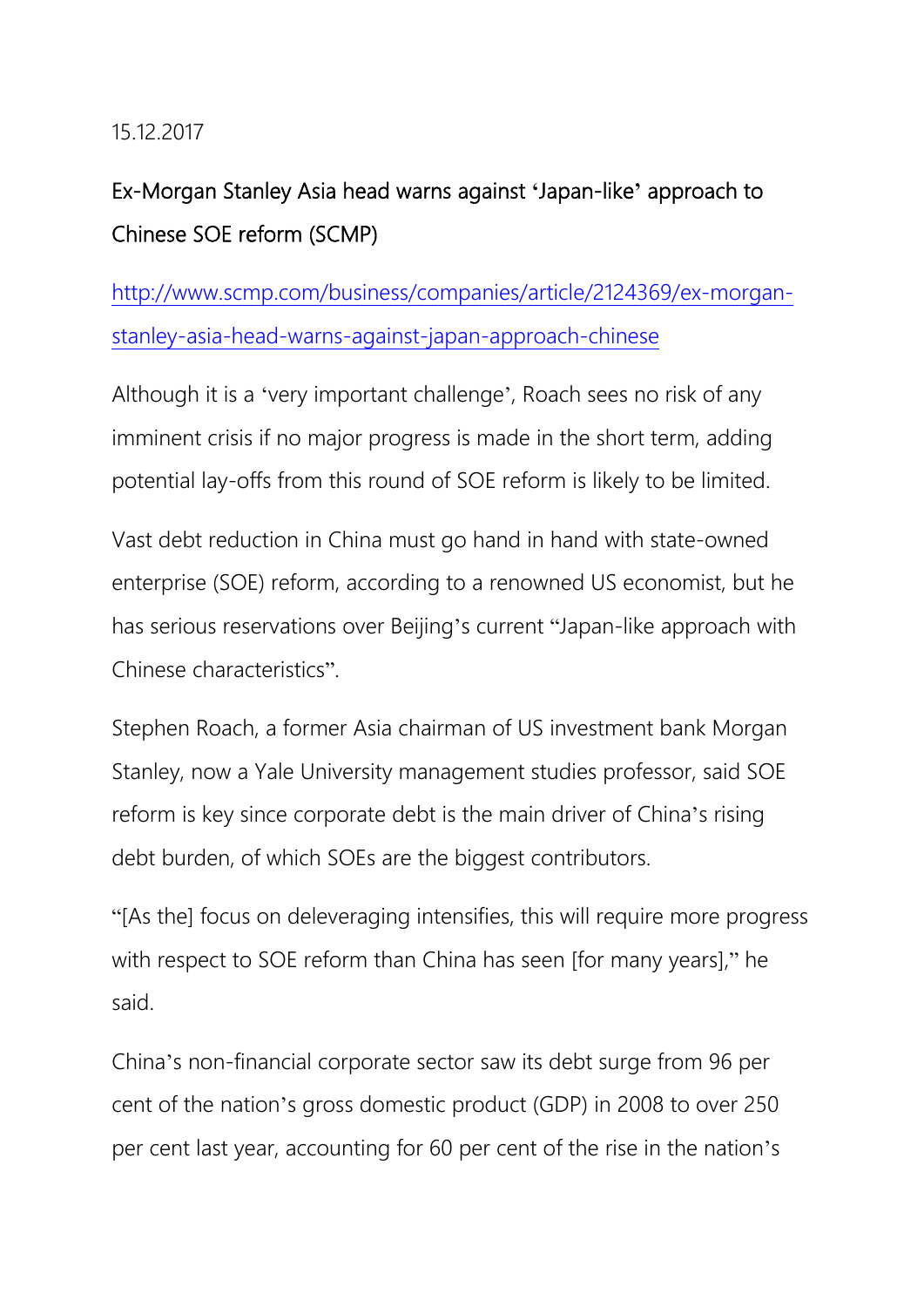15.12.2017

## Ex-Morgan Stanley Asia head warns against 'Japan-like' approach to Chinese SOE reform (SCMP)

http://www.scmp.com/business/companies/article/2124369/ex-morgan-stanley-asia-head-warns-against-japan-approach-chinese

Although it is a 'very important challenge', Roach sees no risk of any imminent crisis if no major progress is made in the short term, adding potential lay-offs from this round of SOE reform is likely to be limited.

Vast debt reduction in China must go hand in hand with state-owned enterprise (SOE) reform, according to a renowned US economist, but he has serious reservations over Beijing's current "Japan-like approach with Chinese characteristics".

Stephen Roach, a former Asia chairman of US investment bank Morgan Stanley, now a Yale University management studies professor, said SOE reform is key since corporate debt is the main driver of China's rising debt burden, of which SOEs are the biggest contributors.

"[As the] focus on deleveraging intensifies, this will require more progress with respect to SOE reform than China has seen [for many years]," he said.

China's non-financial corporate sector saw its debt surge from 96 per cent of the nation's gross domestic product (GDP) in 2008 to over 250 per cent last year, accounting for 60 per cent of the rise in the nation's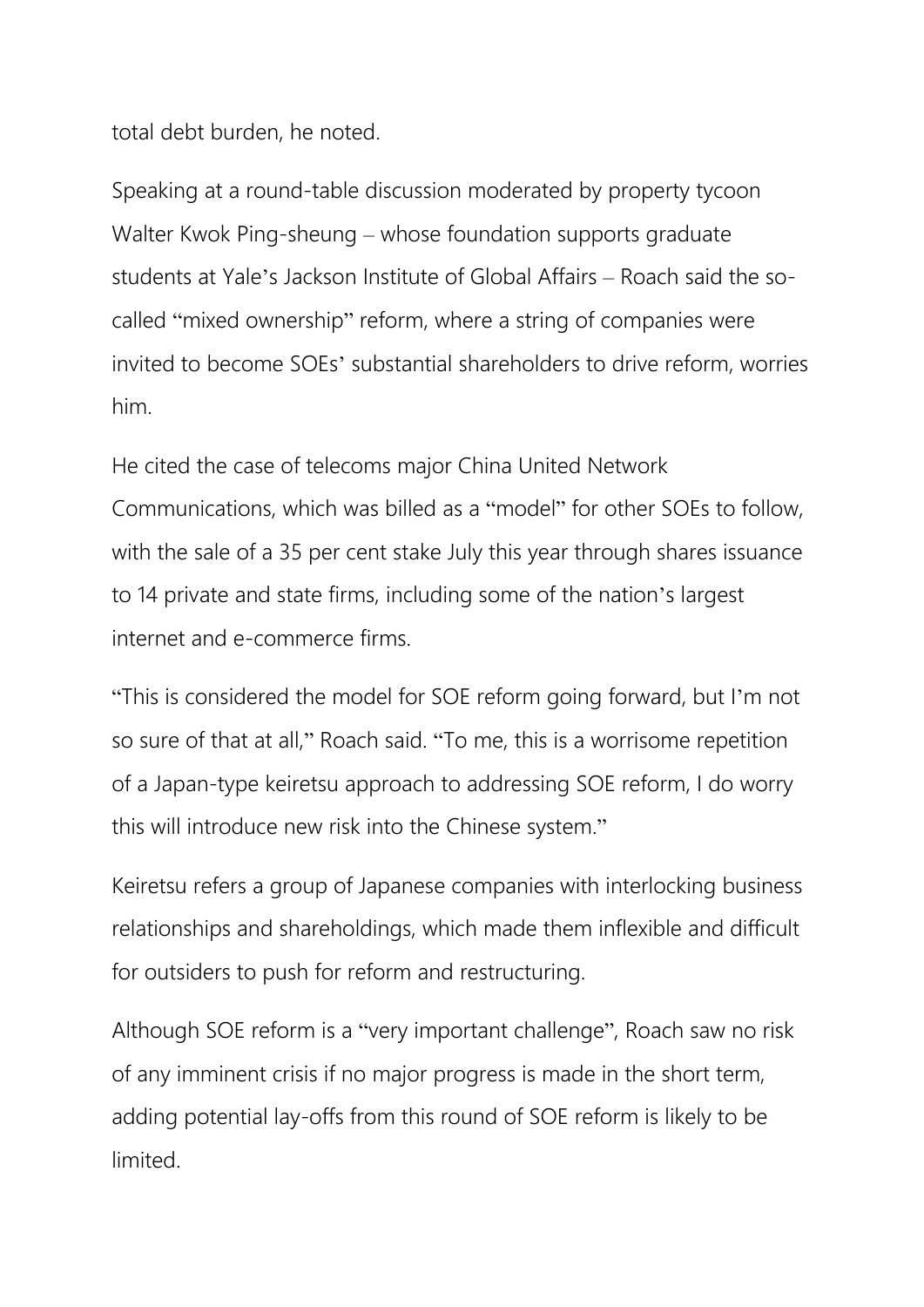total debt burden, he noted.

Speaking at a round-table discussion moderated by property tycoon Walter Kwok Ping-sheung – whose foundation supports graduate students at Yale's Jackson Institute of Global Affairs – Roach said the so-called "mixed ownership" reform, where a string of companies were invited to become SOEs' substantial shareholders to drive reform, worries him.

He cited the case of telecoms major China United Network Communications, which was billed as a "model" for other SOEs to follow, with the sale of a 35 per cent stake July this year through shares issuance to 14 private and state firms, including some of the nation's largest internet and e-commerce firms.

"This is considered the model for SOE reform going forward, but I'm not so sure of that at all," Roach said. "To me, this is a worrisome repetition of a Japan-type keiretsu approach to addressing SOE reform, I do worry this will introduce new risk into the Chinese system."

Keiretsu refers a group of Japanese companies with interlocking business relationships and shareholdings, which made them inflexible and difficult for outsiders to push for reform and restructuring.

Although SOE reform is a "very important challenge", Roach saw no risk of any imminent crisis if no major progress is made in the short term, adding potential lay-offs from this round of SOE reform is likely to be limited.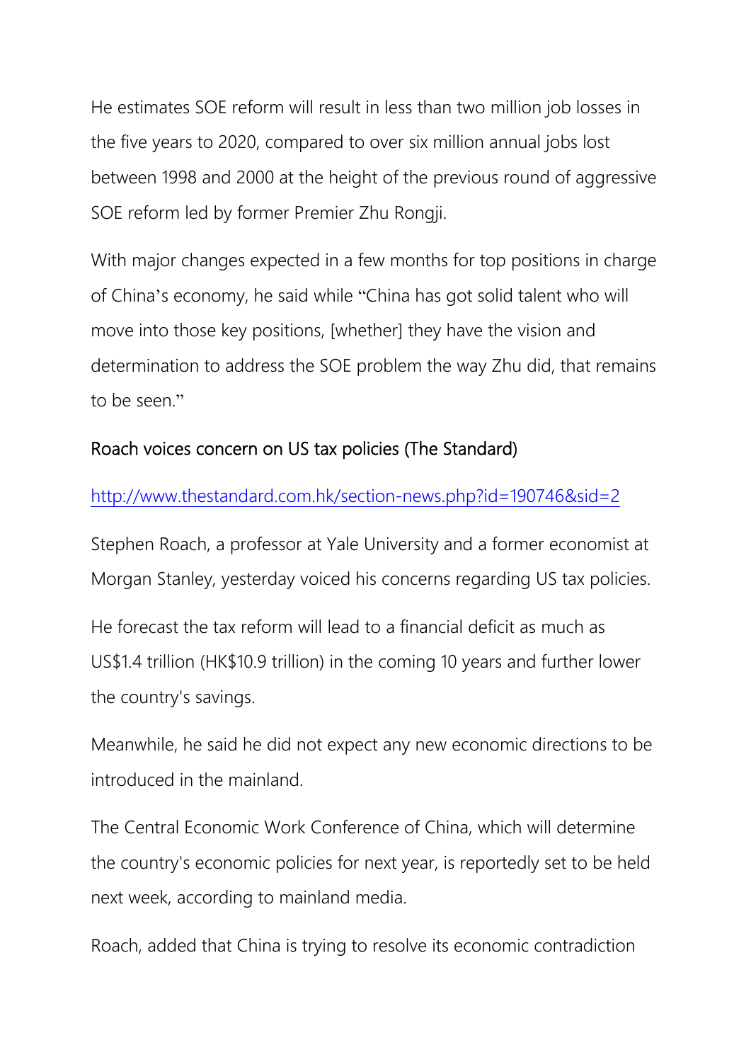He estimates SOE reform will result in less than two million job losses in the five years to 2020, compared to over six million annual jobs lost between 1998 and 2000 at the height of the previous round of aggressive SOE reform led by former Premier Zhu Rongji.

With major changes expected in a few months for top positions in charge of China's economy, he said while "China has got solid talent who will move into those key positions, [whether] they have the vision and determination to address the SOE problem the way Zhu did, that remains to be seen."

Roach voices concern on US tax policies (The Standard)

http://www.thestandard.com.hk/section-news.php?id=190746&sid=2

Stephen Roach, a professor at Yale University and a former economist at Morgan Stanley, yesterday voiced his concerns regarding US tax policies.

He forecast the tax reform will lead to a financial deficit as much as US$1.4 trillion (HK$10.9 trillion) in the coming 10 years and further lower the country's savings.

Meanwhile, he said he did not expect any new economic directions to be introduced in the mainland.

The Central Economic Work Conference of China, which will determine the country's economic policies for next year, is reportedly set to be held next week, according to mainland media.

Roach, added that China is trying to resolve its economic contradiction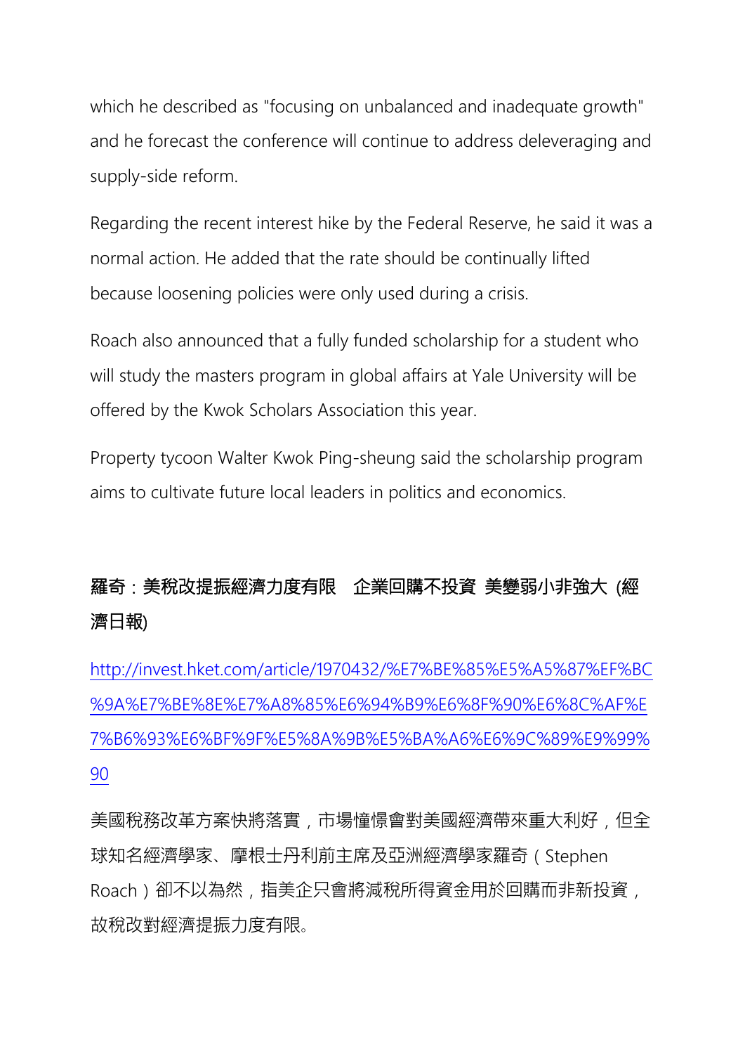which he described as "focusing on unbalanced and inadequate growth" and he forecast the conference will continue to address deleveraging and supply-side reform.

Regarding the recent interest hike by the Federal Reserve, he said it was a normal action. He added that the rate should be continually lifted because loosening policies were only used during a crisis.

Roach also announced that a fully funded scholarship for a student who will study the masters program in global affairs at Yale University will be offered by the Kwok Scholars Association this year.

Property tycoon Walter Kwok Ping-sheung said the scholarship program aims to cultivate future local leaders in politics and economics.

**羅奇：美稅改提振經濟力度有限　企業回購不投資 美變弱小非強大 (經濟日報)**

http://invest.hket.com/article/1970432/%E7%BE%85%E5%A5%87%EF%BC%9A%E7%BE%8E%E7%A8%85%E6%94%B9%E6%8F%90%E6%8C%AF%E7%B6%93%E6%BF%9F%E5%8A%9B%E5%BA%A6%E6%9C%89%E9%99%90

美國稅務改革方案快將落實，市場憧憬會對美國經濟帶來重大利好，但全球知名經濟學家、摩根士丹利前主席及亞洲經濟學家羅奇（Stephen Roach）卻不以為然，指美企只會將減稅所得資金用於回購而非新投資，故稅改對經濟提振力度有限。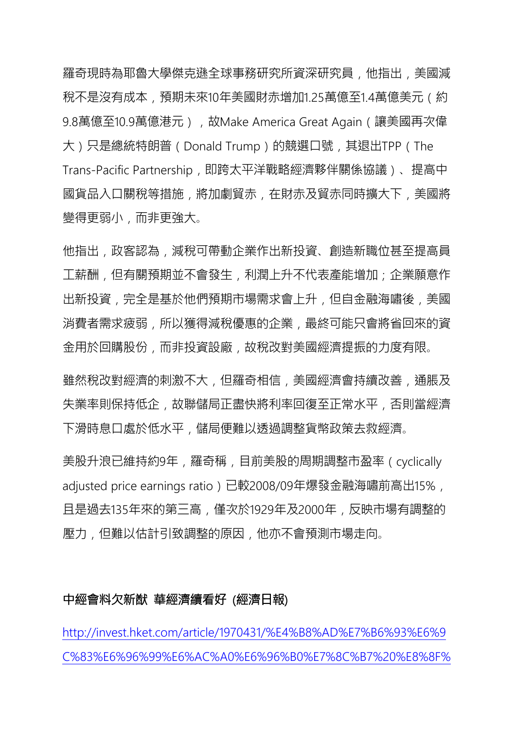羅奇現時為耶魯大學傑克遜全球事務研究所資深研究員，他指出，美國減稅不是沒有成本，預期未來10年美國財赤增加1.25萬億至1.4萬億美元（約9.8萬億至10.9萬億港元），故Make America Great Again（讓美國再次偉大）只是總統特朗普（Donald Trump）的競選口號，其退出TPP（The Trans-Pacific Partnership，即跨太平洋戰略經濟夥伴關係協議）、提高中國貨品入口關稅等措施，將加劇貿赤，在財赤及貿赤同時擴大下，美國將變得更弱小，而非更強大。

他指出，政客認為，減稅可帶動企業作出新投資、創造新職位甚至提高員工薪酬，但有關預期並不會發生，利潤上升不代表產能增加；企業願意作出新投資，完全是基於他們預期市場需求會上升，但自金融海嘯後，美國消費者需求疲弱，所以獲得減稅優惠的企業，最終可能只會將省回來的資金用於回購股份，而非投資設廠，故稅改對美國經濟提振的力度有限。

雖然稅改對經濟的刺激不大，但羅奇相信，美國經濟會持續改善，通脹及失業率則保持低企，故聯儲局正盡快將利率回復至正常水平，否則當經濟下滑時息口處於低水平，儲局便難以透過調整貨幣政策去救經濟。

美股升浪已維持約9年，羅奇稱，目前美股的周期調整市盈率（cyclically adjusted price earnings ratio）已較2008/09年爆發金融海嘯前高出15%，且是過去135年來的第三高，僅次於1929年及2000年，反映市場有調整的壓力，但難以估計引致調整的原因，他亦不會預測市場走向。

**中經會料欠新猷 華經濟續看好 (經濟日報)**

http://invest.hket.com/article/1970431/%E4%B8%AD%E7%B6%93%E6%9C%83%E6%96%99%E6%AC%A0%E6%96%B0%E7%8C%B7%20%E8%8F%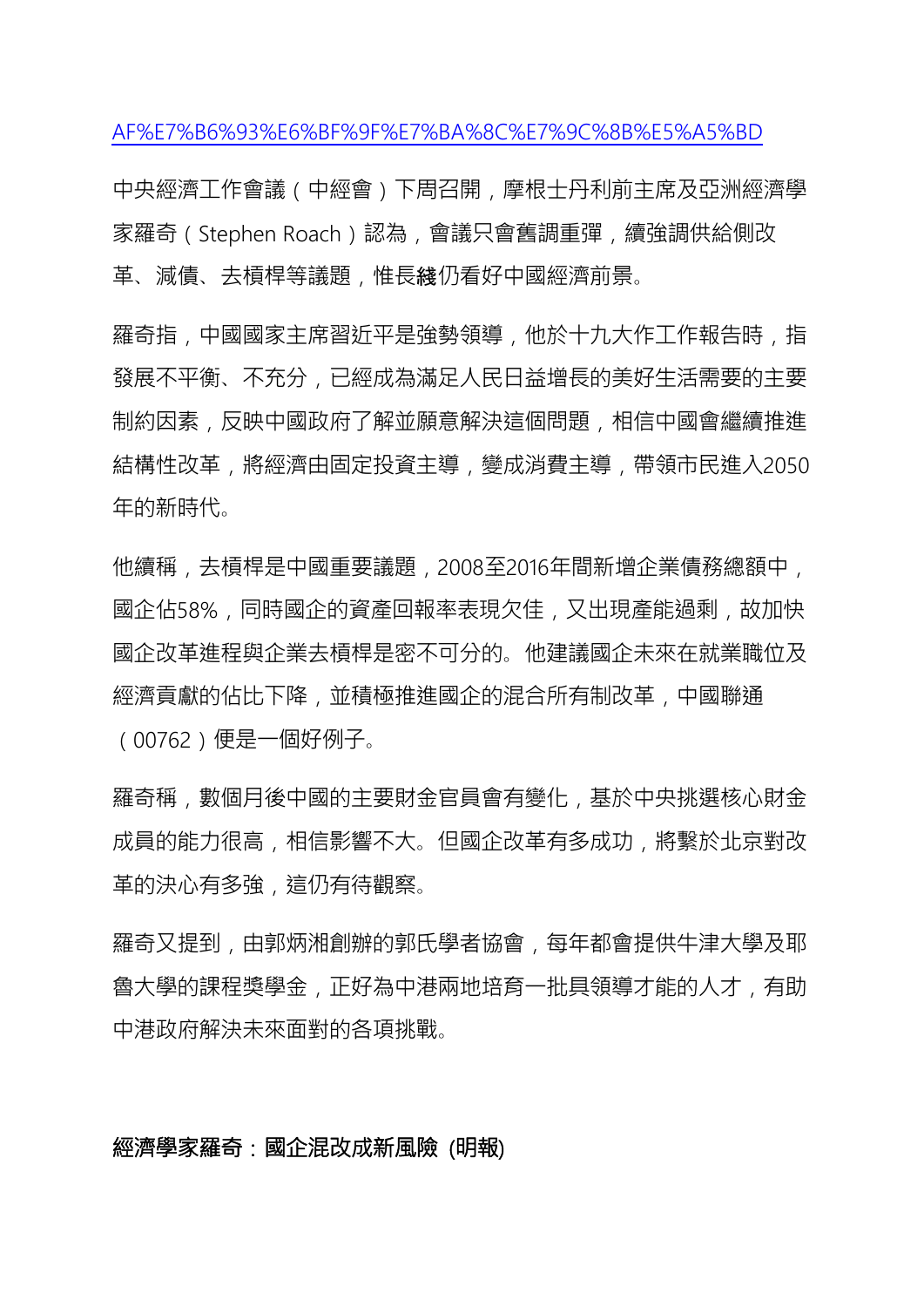AF%E7%B6%93%E6%BF%9F%E7%BA%8C%E7%9C%8B%E5%A5%BD

中央經濟工作會議（中經會）下周召開，摩根士丹利前主席及亞洲經濟學家羅奇（Stephen Roach）認為，會議只會舊調重彈，續強調供給側改革、減債、去槓桿等議題，惟長綫仍看好中國經濟前景。

羅奇指，中國國家主席習近平是強勢領導，他於十九大作工作報告時，指發展不平衡、不充分，已經成為滿足人民日益增長的美好生活需要的主要制約因素，反映中國政府了解並願意解決這個問題，相信中國會繼續推進結構性改革，將經濟由固定投資主導，變成消費主導，帶領市民進入2050年的新時代。

他續稱，去槓桿是中國重要議題，2008至2016年間新增企業債務總額中，國企佔58%，同時國企的資產回報率表現欠佳，又出現產能過剩，故加快國企改革進程與企業去槓桿是密不可分的。他建議國企未來在就業職位及經濟貢獻的佔比下降，並積極推進國企的混合所有制改革，中國聯通（00762）便是一個好例子。

羅奇稱，數個月後中國的主要財金官員會有變化，基於中央挑選核心財金成員的能力很高，相信影響不大。但國企改革有多成功，將繫於北京對改革的決心有多強，這仍有待觀察。

羅奇又提到，由郭炳湘創辦的郭氏學者協會，每年都會提供牛津大學及耶魯大學的課程獎學金，正好為中港兩地培育一批具領導才能的人才，有助中港政府解決未來面對的各項挑戰。

**經濟學家羅奇：國企混改成新風險 (明報)**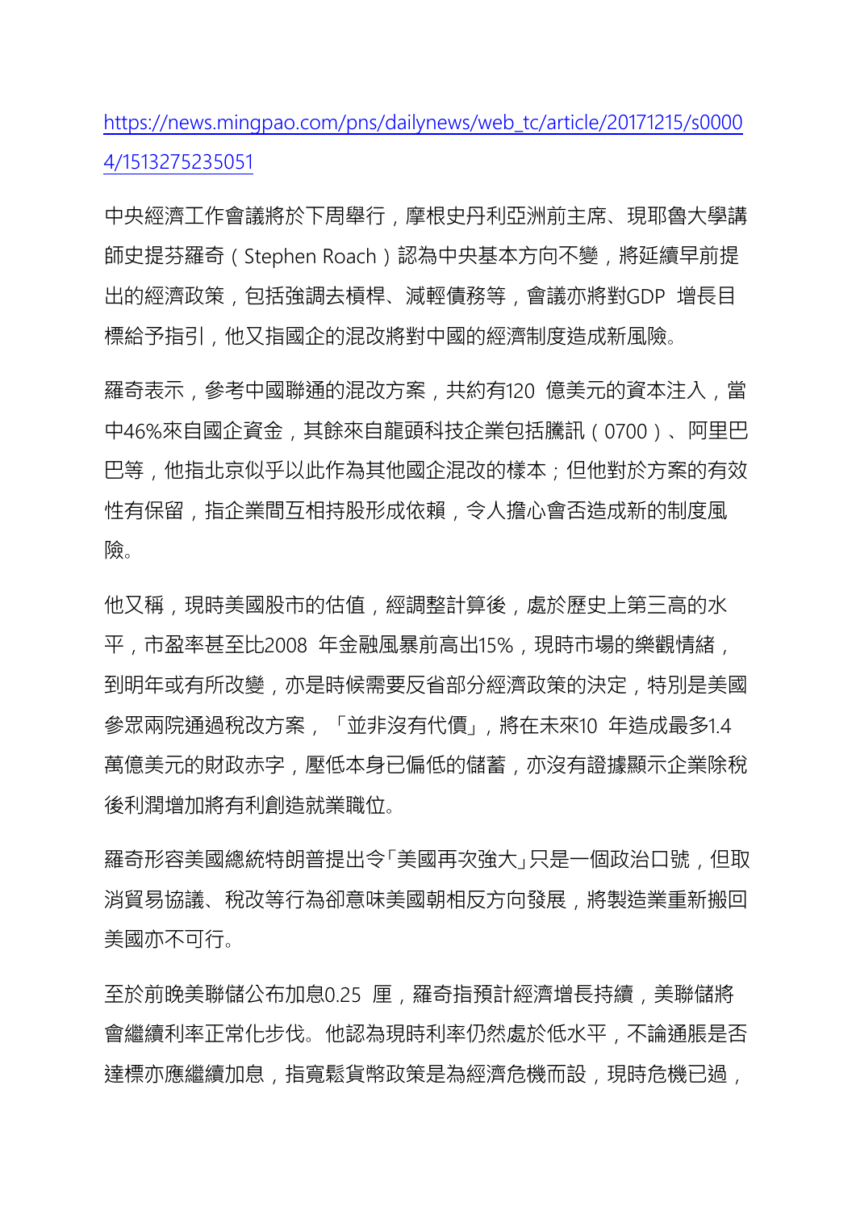https://news.mingpao.com/pns/dailynews/web_tc/article/20171215/s00004/1513275235051

中央經濟工作會議將於下周舉行，摩根史丹利亞洲前主席、現耶魯大學講師史提芬羅奇（Stephen Roach）認為中央基本方向不變，將延續早前提出的經濟政策，包括強調去槓桿、減輕債務等，會議亦將對GDP 增長目標給予指引，他又指國企的混改將對中國的經濟制度造成新風險。

羅奇表示，參考中國聯通的混改方案，共約有120 億美元的資本注入，當中46%來自國企資金，其餘來自龍頭科技企業包括騰訊（0700）、阿里巴巴等，他指北京似乎以此作為其他國企混改的樣本；但他對於方案的有效性有保留，指企業間互相持股形成依賴，令人擔心會否造成新的制度風險。

他又稱，現時美國股市的估值，經調整計算後，處於歷史上第三高的水平，市盈率甚至比2008 年金融風暴前高出15%，現時市場的樂觀情緒，到明年或有所改變，亦是時候需要反省部分經濟政策的決定，特別是美國參眾兩院通過稅改方案，「並非沒有代價」，將在未來10 年造成最多1.4萬億美元的財政赤字，壓低本身已偏低的儲蓄，亦沒有證據顯示企業除稅後利潤增加將有利創造就業職位。

羅奇形容美國總統特朗普提出令「美國再次強大」只是一個政治口號，但取消貿易協議、稅改等行為卻意味美國朝相反方向發展，將製造業重新搬回美國亦不可行。

至於前晚美聯儲公布加息0.25 厘，羅奇指預計經濟增長持續，美聯儲將會繼續利率正常化步伐。他認為現時利率仍然處於低水平，不論通脹是否達標亦應繼續加息，指寬鬆貨幣政策是為經濟危機而設，現時危機已過，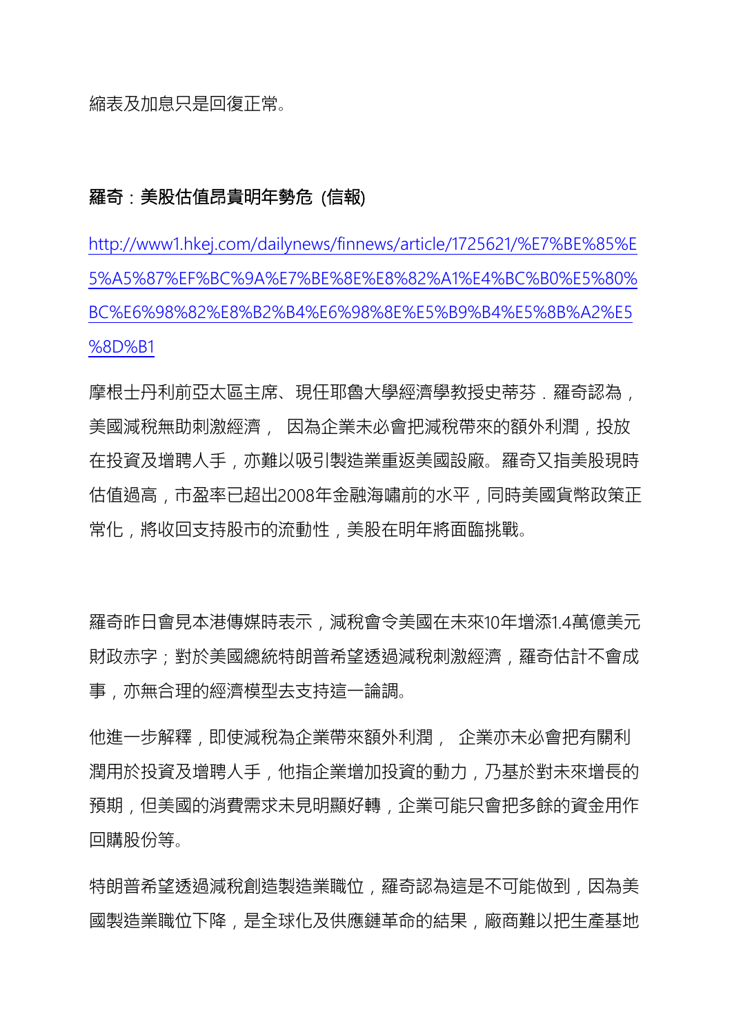縮表及加息只是回復正常。

**羅奇：美股估值昂貴明年勢危 (信報)**

[http://www1.hkej.com/dailynews/finnews/article/1725621/%E7%BE%85%E5%A5%87%EF%BC%9A%E7%BE%8E%E8%82%A1%E4%BC%B0%E5%80%BC%E6%98%82%E8%B2%B4%E6%98%8E%E5%B9%B4%E5%8B%A2%E5%8D%B1](http://www1.hkej.com/dailynews/finnews/article/1725621/%E7%BE%85%E5%A5%87%EF%BC%9A%E7%BE%8E%E8%82%A1%E4%BC%B0%E5%80%BC%E6%98%82%E8%B2%B4%E6%98%8E%E5%B9%B4%E5%8B%A2%E5%8D%B1)

摩根士丹利前亞太區主席、現任耶魯大學經濟學教授史蒂芬．羅奇認為，美國減稅無助刺激經濟， 因為企業未必會把減稅帶來的額外利潤，投放在投資及增聘人手，亦難以吸引製造業重返美國設廠。羅奇又指美股現時估值過高，市盈率已超出2008年金融海嘯前的水平，同時美國貨幣政策正常化，將收回支持股市的流動性，美股在明年將面臨挑戰。

羅奇昨日會見本港傳媒時表示，減稅會令美國在未來10年增添1.4萬億美元財政赤字；對於美國總統特朗普希望透過減稅刺激經濟，羅奇估計不會成事，亦無合理的經濟模型去支持這一論調。

他進一步解釋，即使減稅為企業帶來額外利潤， 企業亦未必會把有關利潤用於投資及增聘人手，他指企業增加投資的動力，乃基於對未來增長的預期，但美國的消費需求未見明顯好轉，企業可能只會把多餘的資金用作回購股份等。

特朗普希望透過減稅創造製造業職位，羅奇認為這是不可能做到，因為美國製造業職位下降，是全球化及供應鏈革命的結果，廠商難以把生產基地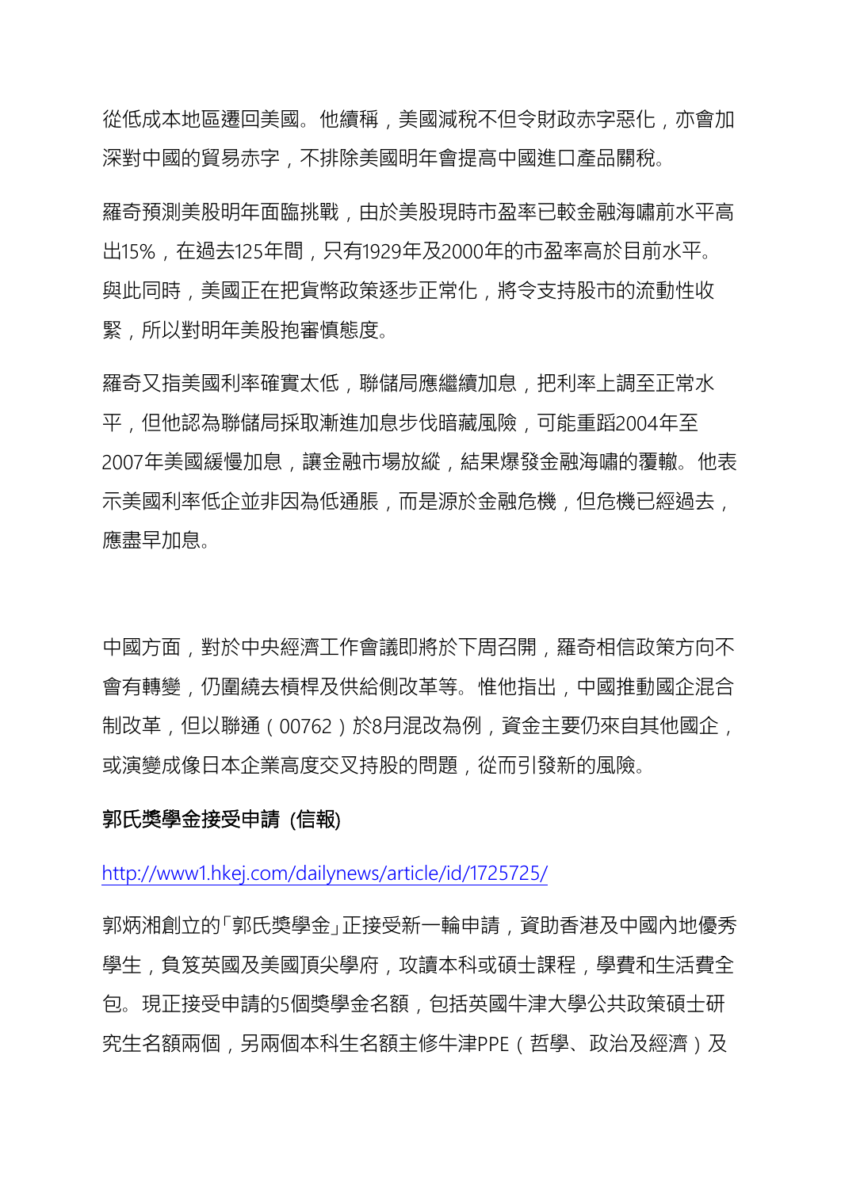從低成本地區遷回美國。他續稱，美國減稅不但令財政赤字惡化，亦會加深對中國的貿易赤字，不排除美國明年會提高中國進口產品關稅。

羅奇預測美股明年面臨挑戰，由於美股現時市盈率已較金融海嘯前水平高出15%，在過去125年間，只有1929年及2000年的市盈率高於目前水平。與此同時，美國正在把貨幣政策逐步正常化，將令支持股市的流動性收緊，所以對明年美股抱審慎態度。

羅奇又指美國利率確實太低，聯儲局應繼續加息，把利率上調至正常水平，但他認為聯儲局採取漸進加息步伐暗藏風險，可能重蹈2004年至2007年美國緩慢加息，讓金融市場放縱，結果爆發金融海嘯的覆轍。他表示美國利率低企並非因為低通脹，而是源於金融危機，但危機已經過去，應盡早加息。

中國方面，對於中央經濟工作會議即將於下周召開，羅奇相信政策方向不會有轉變，仍圍繞去槓桿及供給側改革等。惟他指出，中國推動國企混合制改革，但以聯通（00762）於8月混改為例，資金主要仍來自其他國企，或演變成像日本企業高度交叉持股的問題，從而引發新的風險。

**郭氏獎學金接受申請 (信報)**

http://www1.hkej.com/dailynews/article/id/1725725/

郭炳湘創立的「郭氏獎學金」正接受新一輪申請，資助香港及中國內地優秀學生，負笈英國及美國頂尖學府，攻讀本科或碩士課程，學費和生活費全包。現正接受申請的5個獎學金名額，包括英國牛津大學公共政策碩士研究生名額兩個，另兩個本科生名額主修牛津PPE（哲學、政治及經濟）及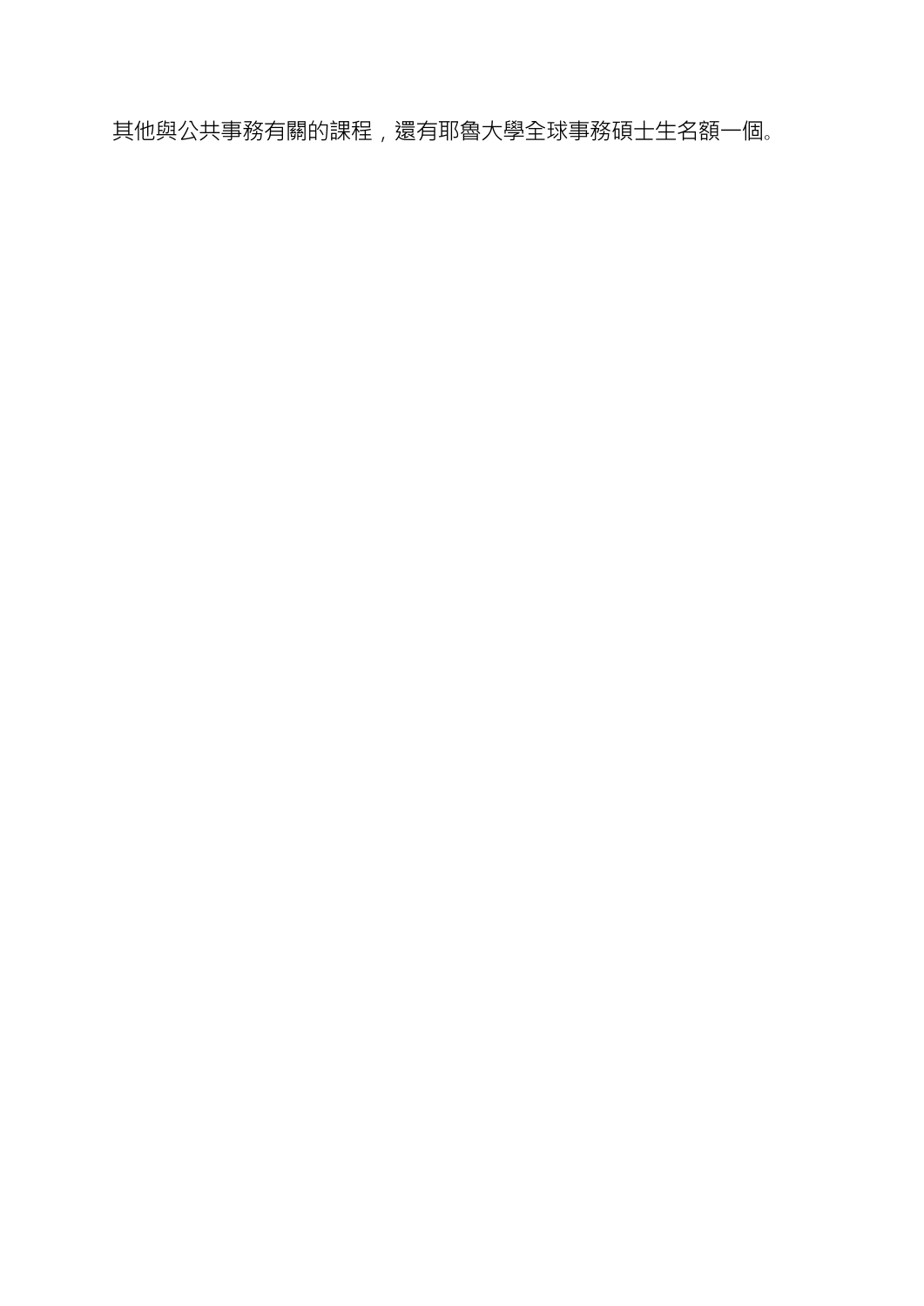其他與公共事務有關的課程，還有耶魯大學全球事務碩士生名額一個。